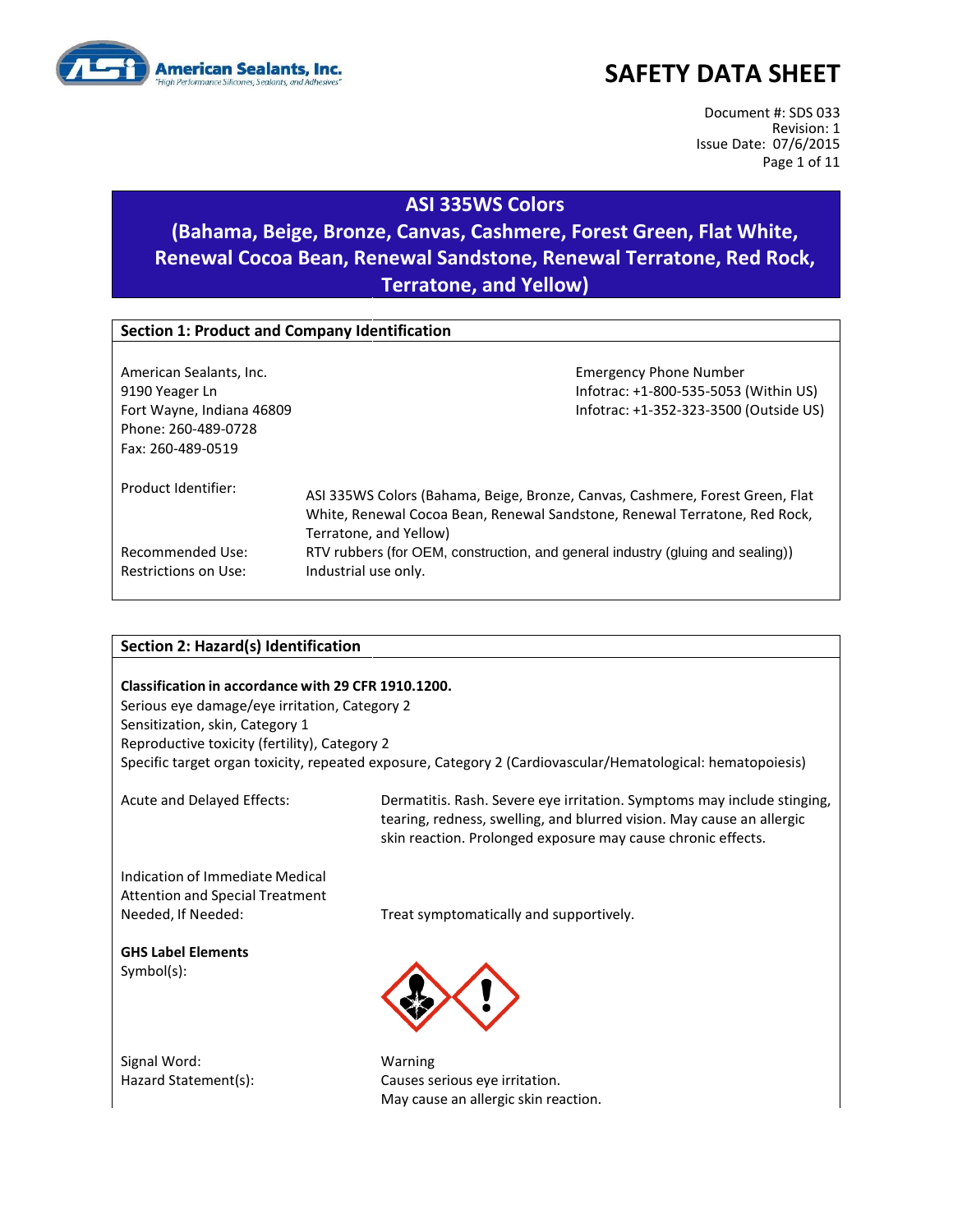# SAFETY DATA SHEET

Document #: SDS 033
Revision: 1
Issue Date: 07/6/2015

## ASI 335WS Colors (Bahama, Beige, Bronze, Canvas, Cashmere, Forest Green, Flat White, Renewal Cocoa Bean, Renewal Sandstone, Renewal Terratone, Red Rock, Terratone, and Yellow)

### Section 1: Product and Company Identification

American Sealants, Inc.
9190 Yeager Ln
Fort Wayne, Indiana 46809
Phone: 260-489-0728
Fax: 260-489-0519

Emergency Phone Number
Infotrac: +1-800-535-5053 (Within US)
Infotrac: +1-352-323-3500 (Outside US)

Product Identifier: ASI 335WS Colors (Bahama, Beige, Bronze, Canvas, Cashmere, Forest Green, Flat White, Renewal Cocoa Bean, Renewal Sandstone, Renewal Terratone, Red Rock, Terratone, and Yellow)

Recommended Use: RTV rubbers (for OEM, construction, and general industry (gluing and sealing))

Restrictions on Use: Industrial use only.

### Section 2: Hazard(s) Identification

**Classification in accordance with 29 CFR 1910.1200.**

Serious eye damage/eye irritation, Category 2
Sensitization, skin, Category 1
Reproductive toxicity (fertility), Category 2
Specific target organ toxicity, repeated exposure, Category 2 (Cardiovascular/Hematological: hematopoiesis)

Acute and Delayed Effects: Dermatitis. Rash. Severe eye irritation. Symptoms may include stinging, tearing, redness, swelling, and blurred vision. May cause an allergic skin reaction. Prolonged exposure may cause chronic effects.

Indication of Immediate Medical Attention and Special Treatment Needed, If Needed: Treat symptomatically and supportively.

**GHS Label Elements**

Symbol(s):

Signal Word: Warning

Hazard Statement(s): Causes serious eye irritation.
May cause an allergic skin reaction.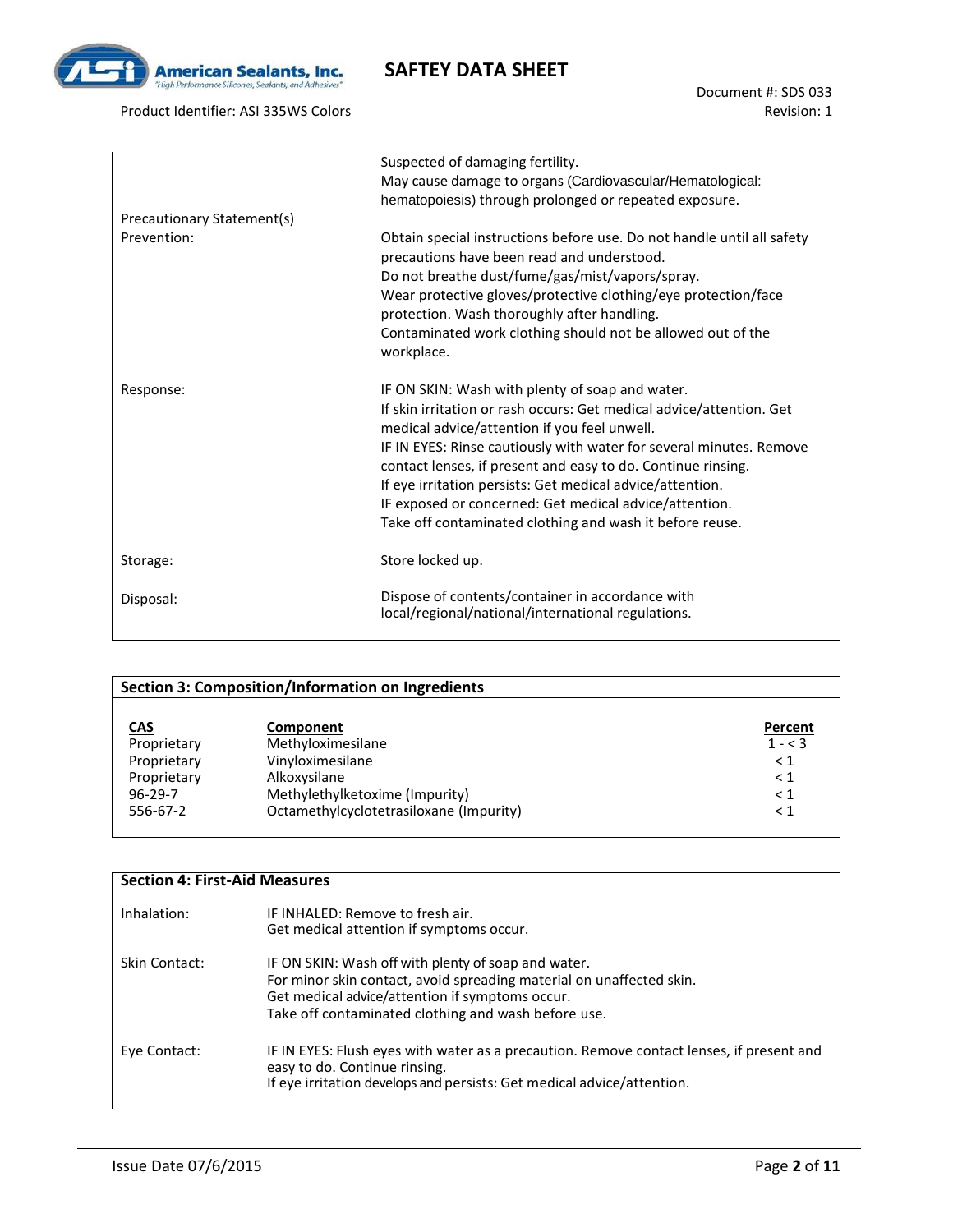| | |
|---|---|
| | Suspected of damaging fertility.<br>May cause damage to organs (Cardiovascular/Hematological: hematopoiesis) through prolonged or repeated exposure. |
| Precautionary Statement(s)<br>Prevention: | Obtain special instructions before use. Do not handle until all safety precautions have been read and understood.<br>Do not breathe dust/fume/gas/mist/vapors/spray.<br>Wear protective gloves/protective clothing/eye protection/face protection. Wash thoroughly after handling.<br>Contaminated work clothing should not be allowed out of the workplace. |
| Response: | IF ON SKIN: Wash with plenty of soap and water.<br>If skin irritation or rash occurs: Get medical advice/attention. Get medical advice/attention if you feel unwell.<br>IF IN EYES: Rinse cautiously with water for several minutes. Remove contact lenses, if present and easy to do. Continue rinsing.<br>If eye irritation persists: Get medical advice/attention.<br>IF exposed or concerned: Get medical advice/attention.<br>Take off contaminated clothing and wash it before reuse. |
| Storage: | Store locked up. |
| Disposal: | Dispose of contents/container in accordance with local/regional/national/international regulations. |

## Section 3: Composition/Information on Ingredients

| CAS | Component | Percent |
|---|---|---|
| Proprietary | Methyloximesilane | 1 - < 3 |
| Proprietary | Vinyloximesilane | < 1 |
| Proprietary | Alkoxysilane | < 1 |
| 96-29-7 | Methylethylketoxime (Impurity) | < 1 |
| 556-67-2 | Octamethylcyclotetrasiloxane (Impurity) | < 1 |

## Section 4: First-Aid Measures

| | |
|---|---|
| Inhalation: | IF INHALED: Remove to fresh air.<br>Get medical attention if symptoms occur. |
| Skin Contact: | IF ON SKIN: Wash off with plenty of soap and water.<br>For minor skin contact, avoid spreading material on unaffected skin.<br>Get medical advice/attention if symptoms occur.<br>Take off contaminated clothing and wash before use. |
| Eye Contact: | IF IN EYES: Flush eyes with water as a precaution. Remove contact lenses, if present and easy to do. Continue rinsing.<br>If eye irritation develops and persists: Get medical advice/attention. |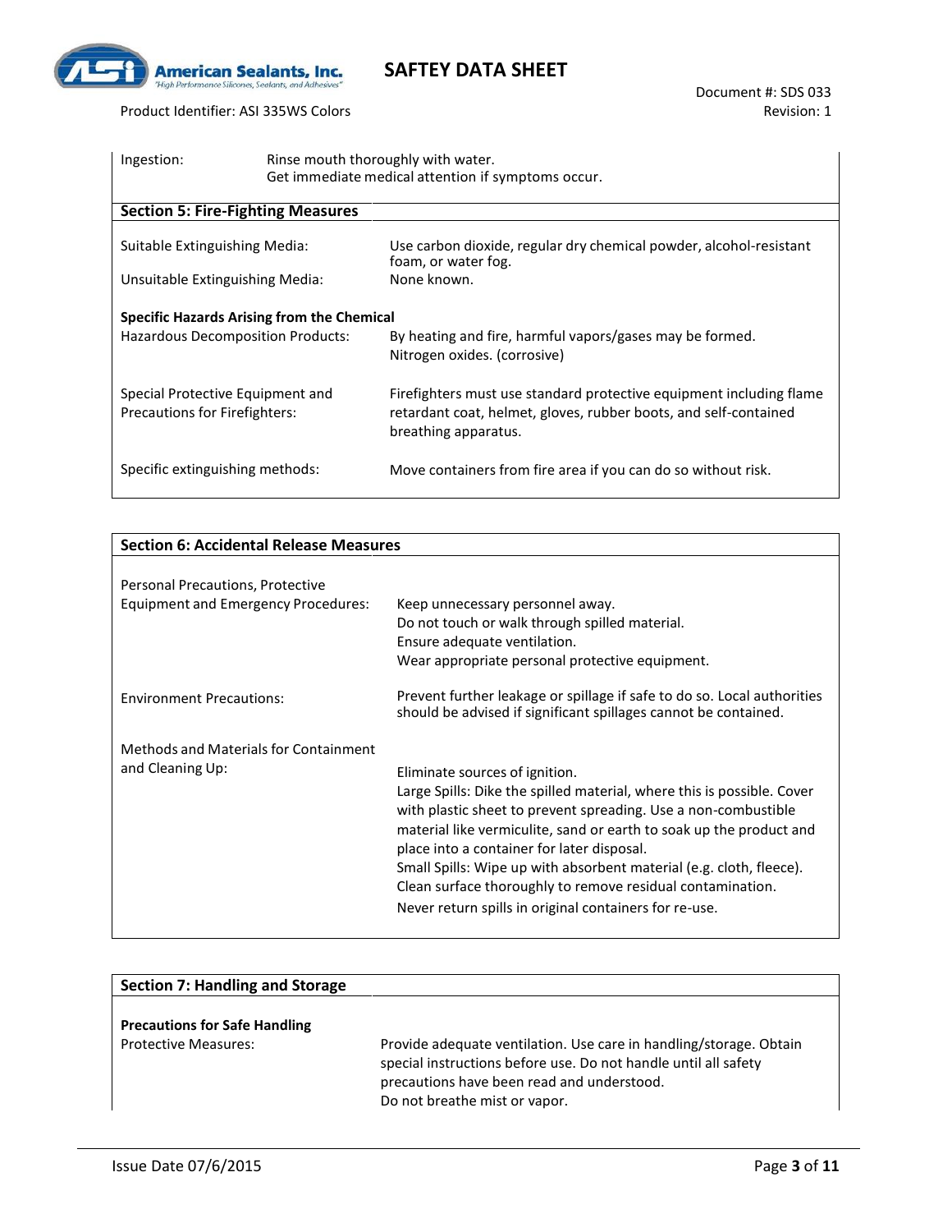Ingestion: Rinse mouth thoroughly with water.
Get immediate medical attention if symptoms occur.

## Section 5: Fire-Fighting Measures

| | |
|---|---|
| Suitable Extinguishing Media: | Use carbon dioxide, regular dry chemical powder, alcohol-resistant foam, or water fog. |
| Unsuitable Extinguishing Media: | None known. |

**Specific Hazards Arising from the Chemical**

| | |
|---|---|
| Hazardous Decomposition Products: | By heating and fire, harmful vapors/gases may be formed. Nitrogen oxides. (corrosive) |
| Special Protective Equipment and Precautions for Firefighters: | Firefighters must use standard protective equipment including flame retardant coat, helmet, gloves, rubber boots, and self-contained breathing apparatus. |
| Specific extinguishing methods: | Move containers from fire area if you can do so without risk. |

## Section 6: Accidental Release Measures

| | |
|---|---|
| Personal Precautions, Protective Equipment and Emergency Procedures: | Keep unnecessary personnel away.<br>Do not touch or walk through spilled material.<br>Ensure adequate ventilation.<br>Wear appropriate personal protective equipment. |
| Environment Precautions: | Prevent further leakage or spillage if safe to do so. Local authorities should be advised if significant spillages cannot be contained. |
| Methods and Materials for Containment and Cleaning Up: | Eliminate sources of ignition.<br>Large Spills: Dike the spilled material, where this is possible. Cover with plastic sheet to prevent spreading. Use a non-combustible material like vermiculite, sand or earth to soak up the product and place into a container for later disposal.<br>Small Spills: Wipe up with absorbent material (e.g. cloth, fleece). Clean surface thoroughly to remove residual contamination.<br>Never return spills in original containers for re-use. |

## Section 7: Handling and Storage

**Precautions for Safe Handling**

| | |
|---|---|
| Protective Measures: | Provide adequate ventilation. Use care in handling/storage. Obtain special instructions before use. Do not handle until all safety precautions have been read and understood.<br>Do not breathe mist or vapor. |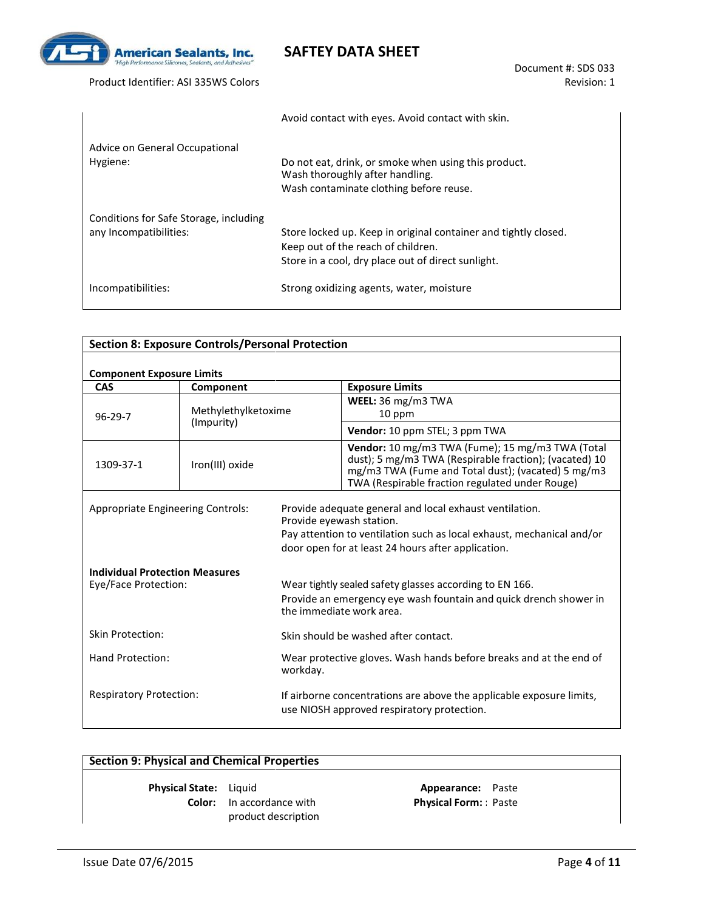| | |
|---|---|
| | Avoid contact with eyes. Avoid contact with skin. |
| Advice on General Occupational Hygiene: | Do not eat, drink, or smoke when using this product.<br>Wash thoroughly after handling.<br>Wash contaminate clothing before reuse. |
| Conditions for Safe Storage, including any Incompatibilities: | Store locked up. Keep in original container and tightly closed.<br>Keep out of the reach of children.<br>Store in a cool, dry place out of direct sunlight. |
| Incompatibilities: | Strong oxidizing agents, water, moisture |

## Section 8: Exposure Controls/Personal Protection

**Component Exposure Limits**

| CAS | Component | Exposure Limits |
|---|---|---|
| 96-29-7 | Methylethylketoxime (Impurity) | **WEEL:** 36 mg/m3 TWA<br>10 ppm |
| | | **Vendor:** 10 ppm STEL; 3 ppm TWA |
| 1309-37-1 | Iron(III) oxide | **Vendor:** 10 mg/m3 TWA (Fume); 15 mg/m3 TWA (Total dust); 5 mg/m3 TWA (Respirable fraction); (vacated) 10 mg/m3 TWA (Fume and Total dust); (vacated) 5 mg/m3 TWA (Respirable fraction regulated under Rouge) |

| | |
|---|---|
| Appropriate Engineering Controls: | Provide adequate general and local exhaust ventilation.<br>Provide eyewash station.<br>Pay attention to ventilation such as local exhaust, mechanical and/or door open for at least 24 hours after application. |

**Individual Protection Measures**

| | |
|---|---|
| Eye/Face Protection: | Wear tightly sealed safety glasses according to EN 166.<br>Provide an emergency eye wash fountain and quick drench shower in the immediate work area. |
| Skin Protection: | Skin should be washed after contact. |
| Hand Protection: | Wear protective gloves. Wash hands before breaks and at the end of workday. |
| Respiratory Protection: | If airborne concentrations are above the applicable exposure limits, use NIOSH approved respiratory protection. |

## Section 9: Physical and Chemical Properties

| | | | |
|---|---|---|---|
| **Physical State:** | Liquid | **Appearance:** | Paste |
| **Color:** | In accordance with product description | **Physical Form:** | : Paste |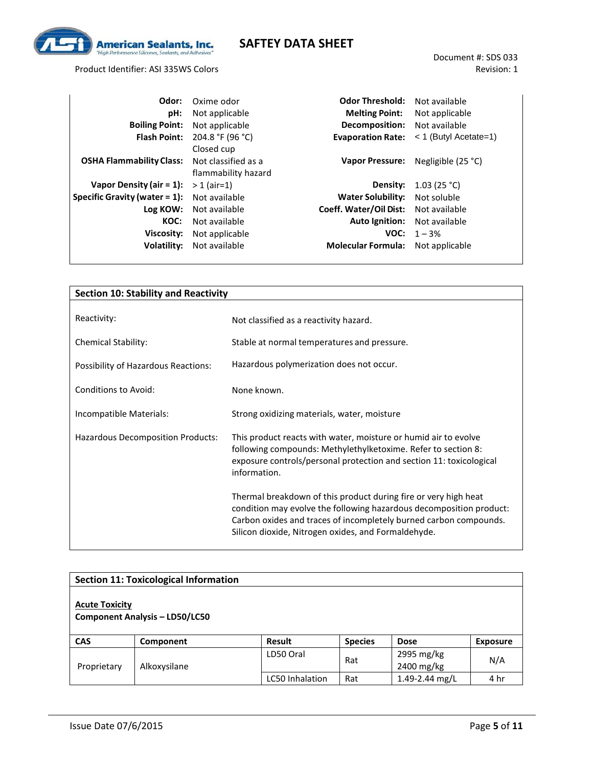| Property | Value | Property | Value |
|---|---|---|---|
| **Odor:** | Oxime odor | **Odor Threshold:** | Not available |
| **pH:** | Not applicable | **Melting Point:** | Not applicable |
| **Boiling Point:** | Not applicable | **Decomposition:** | Not available |
| **Flash Point:** | 204.8 °F (96 °C) Closed cup | **Evaporation Rate:** | < 1 (Butyl Acetate=1) |
| **OSHA Flammability Class:** | Not classified as a flammability hazard | **Vapor Pressure:** | Negligible (25 °C) |
| **Vapor Density (air = 1):** | > 1 (air=1) | **Density:** | 1.03 (25 °C) |
| **Specific Gravity (water = 1):** | Not available | **Water Solubility:** | Not soluble |
| **Log KOW:** | Not available | **Coeff. Water/Oil Dist:** | Not available |
| **KOC:** | Not available | **Auto Ignition:** | Not available |
| **Viscosity:** | Not applicable | **VOC:** | 1 – 3% |
| **Volatility:** | Not available | **Molecular Formula:** | Not applicable |

## Section 10: Stability and Reactivity

| | |
|---|---|
| Reactivity: | Not classified as a reactivity hazard. |
| Chemical Stability: | Stable at normal temperatures and pressure. |
| Possibility of Hazardous Reactions: | Hazardous polymerization does not occur. |
| Conditions to Avoid: | None known. |
| Incompatible Materials: | Strong oxidizing materials, water, moisture |
| Hazardous Decomposition Products: | This product reacts with water, moisture or humid air to evolve following compounds: Methylethylketoxime. Refer to section 8: exposure controls/personal protection and section 11: toxicological information. Thermal breakdown of this product during fire or very high heat condition may evolve the following hazardous decomposition product: Carbon oxides and traces of incompletely burned carbon compounds. Silicon dioxide, Nitrogen oxides, and Formaldehyde. |

## Section 11: Toxicological Information

**Acute Toxicity**

**Component Analysis – LD50/LC50**

| CAS | Component | Result | Species | Dose | Exposure |
|---|---|---|---|---|---|
| Proprietary | Alkoxysilane | LD50 Oral | Rat | 2995 mg/kg 2400 mg/kg | N/A |
| | | LC50 Inhalation | Rat | 1.49-2.44 mg/L | 4 hr |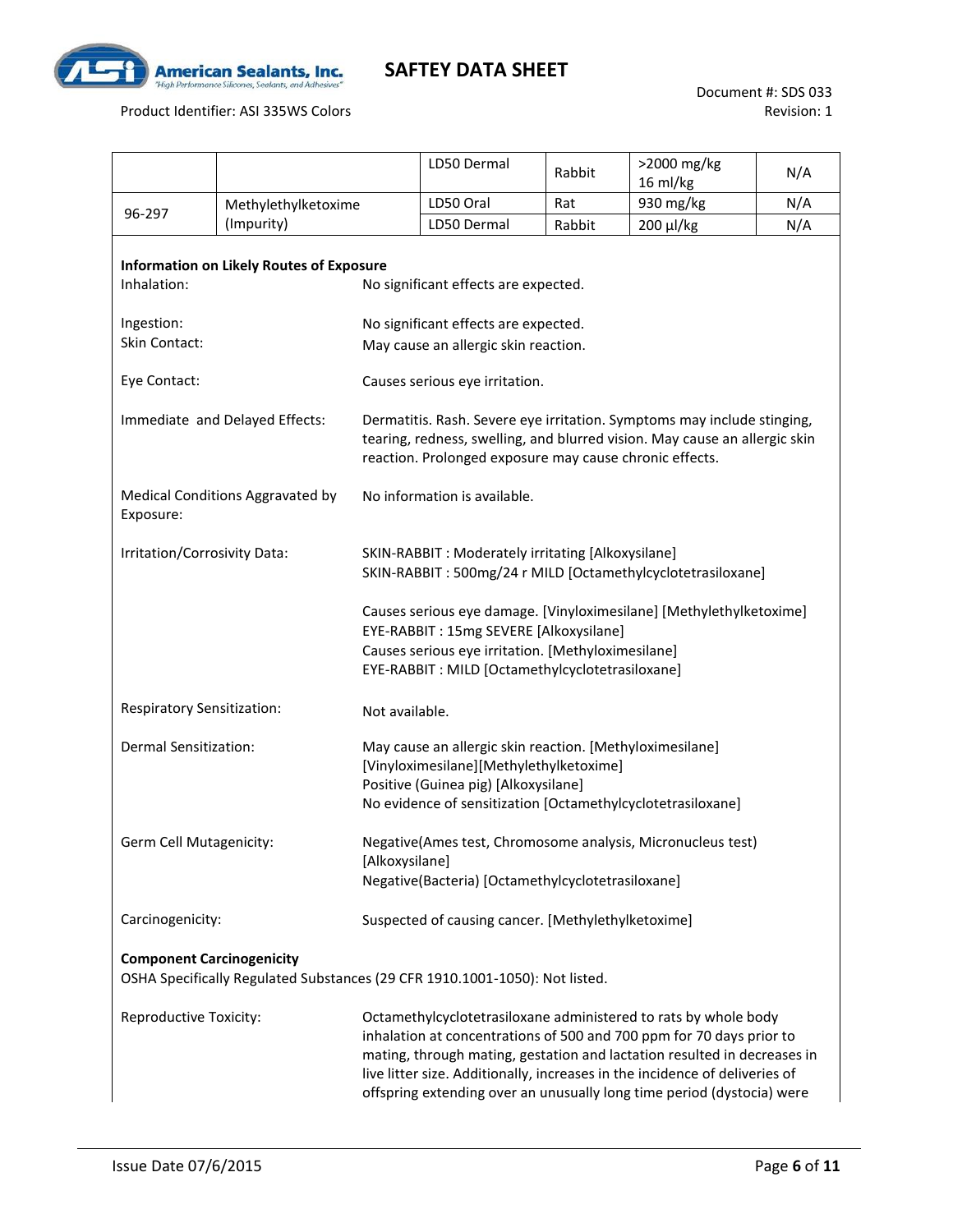| | | LD50 Dermal | Rabbit | >2000 mg/kg 16 ml/kg | N/A |
|---|---|---|---|---|---|
| 96-297 | Methylethylketoxime (Impurity) | LD50 Oral | Rat | 930 mg/kg | N/A |
| | | LD50 Dermal | Rabbit | 200 µl/kg | N/A |

**Information on Likely Routes of Exposure**

Inhalation: No significant effects are expected.

Ingestion: No significant effects are expected.

Skin Contact: May cause an allergic skin reaction.

Eye Contact: Causes serious eye irritation.

Immediate and Delayed Effects: Dermatitis. Rash. Severe eye irritation. Symptoms may include stinging, tearing, redness, swelling, and blurred vision. May cause an allergic skin reaction. Prolonged exposure may cause chronic effects.

Medical Conditions Aggravated by Exposure: No information is available.

Irritation/Corrosivity Data: SKIN-RABBIT : Moderately irritating [Alkoxysilane]
SKIN-RABBIT : 500mg/24 r MILD [Octamethylcyclotetrasiloxane]

Causes serious eye damage. [Vinyloximesilane] [Methylethylketoxime]
EYE-RABBIT : 15mg SEVERE [Alkoxysilane]
Causes serious eye irritation. [Methyloximesilane]
EYE-RABBIT : MILD [Octamethylcyclotetrasiloxane]

Respiratory Sensitization: Not available.

Dermal Sensitization: May cause an allergic skin reaction. [Methyloximesilane] [Vinyloximesilane][Methylethylketoxime]
Positive (Guinea pig) [Alkoxysilane]
No evidence of sensitization [Octamethylcyclotetrasiloxane]

Germ Cell Mutagenicity: Negative(Ames test, Chromosome analysis, Micronucleus test) [Alkoxysilane]
Negative(Bacteria) [Octamethylcyclotetrasiloxane]

Carcinogenicity: Suspected of causing cancer. [Methylethylketoxime]

**Component Carcinogenicity**

OSHA Specifically Regulated Substances (29 CFR 1910.1001-1050): Not listed.

Reproductive Toxicity: Octamethylcyclotetrasiloxane administered to rats by whole body inhalation at concentrations of 500 and 700 ppm for 70 days prior to mating, through mating, gestation and lactation resulted in decreases in live litter size. Additionally, increases in the incidence of deliveries of offspring extending over an unusually long time period (dystocia) were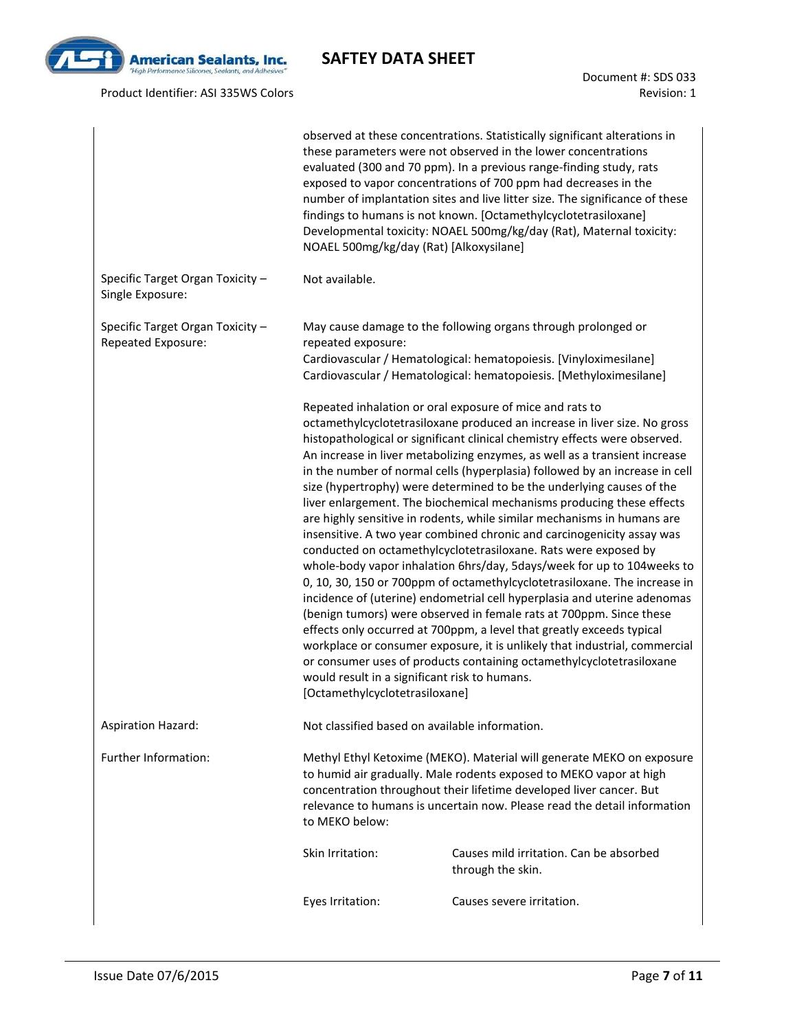| | |
|---|---|
| | observed at these concentrations. Statistically significant alterations in these parameters were not observed in the lower concentrations evaluated (300 and 70 ppm). In a previous range-finding study, rats exposed to vapor concentrations of 700 ppm had decreases in the number of implantation sites and live litter size. The significance of these findings to humans is not known. [Octamethylcyclotetrasiloxane] Developmental toxicity: NOAEL 500mg/kg/day (Rat), Maternal toxicity: NOAEL 500mg/kg/day (Rat) [Alkoxysilane] |
| Specific Target Organ Toxicity – Single Exposure: | Not available. |
| Specific Target Organ Toxicity – Repeated Exposure: | May cause damage to the following organs through prolonged or repeated exposure:<br>Cardiovascular / Hematological: hematopoiesis. [Vinyloximesilane]<br>Cardiovascular / Hematological: hematopoiesis. [Methyloximesilane]<br><br>Repeated inhalation or oral exposure of mice and rats to octamethylcyclotetrasiloxane produced an increase in liver size. No gross histopathological or significant clinical chemistry effects were observed. An increase in liver metabolizing enzymes, as well as a transient increase in the number of normal cells (hyperplasia) followed by an increase in cell size (hypertrophy) were determined to be the underlying causes of the liver enlargement. The biochemical mechanisms producing these effects are highly sensitive in rodents, while similar mechanisms in humans are insensitive. A two year combined chronic and carcinogenicity assay was conducted on octamethylcyclotetrasiloxane. Rats were exposed by whole-body vapor inhalation 6hrs/day, 5days/week for up to 104weeks to 0, 10, 30, 150 or 700ppm of octamethylcyclotetrasiloxane. The increase in incidence of (uterine) endometrial cell hyperplasia and uterine adenomas (benign tumors) were observed in female rats at 700ppm. Since these effects only occurred at 700ppm, a level that greatly exceeds typical workplace or consumer exposure, it is unlikely that industrial, commercial or consumer uses of products containing octamethylcyclotetrasiloxane would result in a significant risk to humans. [Octamethylcyclotetrasiloxane] |
| Aspiration Hazard: | Not classified based on available information. |
| Further Information: | Methyl Ethyl Ketoxime (MEKO). Material will generate MEKO on exposure to humid air gradually. Male rodents exposed to MEKO vapor at high concentration throughout their lifetime developed liver cancer. But relevance to humans is uncertain now. Please read the detail information to MEKO below: |

| | |
|---|---|
| Skin Irritation: | Causes mild irritation. Can be absorbed through the skin. |
| Eyes Irritation: | Causes severe irritation. |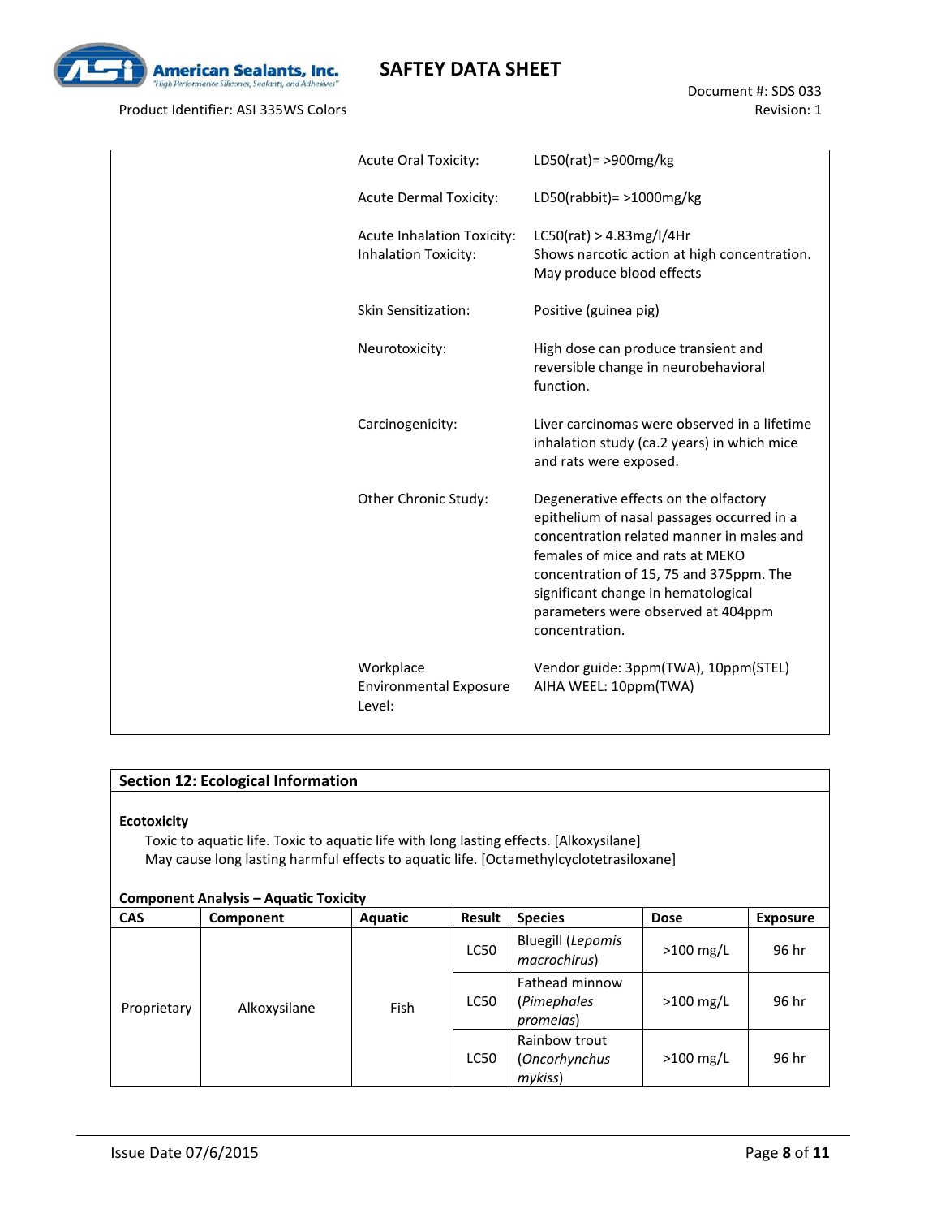| | |
|---|---|
| Acute Oral Toxicity: | LD50(rat)= >900mg/kg |
| Acute Dermal Toxicity: | LD50(rabbit)= >1000mg/kg |
| Acute Inhalation Toxicity: Inhalation Toxicity: | LC50(rat) > 4.83mg/l/4Hr Shows narcotic action at high concentration. May produce blood effects |
| Skin Sensitization: | Positive (guinea pig) |
| Neurotoxicity: | High dose can produce transient and reversible change in neurobehavioral function. |
| Carcinogenicity: | Liver carcinomas were observed in a lifetime inhalation study (ca.2 years) in which mice and rats were exposed. |
| Other Chronic Study: | Degenerative effects on the olfactory epithelium of nasal passages occurred in a concentration related manner in males and females of mice and rats at MEKO concentration of 15, 75 and 375ppm. The significant change in hematological parameters were observed at 404ppm concentration. |
| Workplace Environmental Exposure Level: | Vendor guide: 3ppm(TWA), 10ppm(STEL) AIHA WEEL: 10ppm(TWA) |

## Section 12: Ecological Information

**Ecotoxicity**

Toxic to aquatic life. Toxic to aquatic life with long lasting effects. [Alkoxysilane]
May cause long lasting harmful effects to aquatic life. [Octamethylcyclotetrasiloxane]

**Component Analysis – Aquatic Toxicity**

| CAS | Component | Aquatic | Result | Species | Dose | Exposure |
|---|---|---|---|---|---|---|
| Proprietary | Alkoxysilane | Fish | LC50 | Bluegill (*Lepomis macrochirus*) | >100 mg/L | 96 hr |
| | | | LC50 | Fathead minnow (*Pimephales promelas*) | >100 mg/L | 96 hr |
| | | | LC50 | Rainbow trout (*Oncorhynchus mykiss*) | >100 mg/L | 96 hr |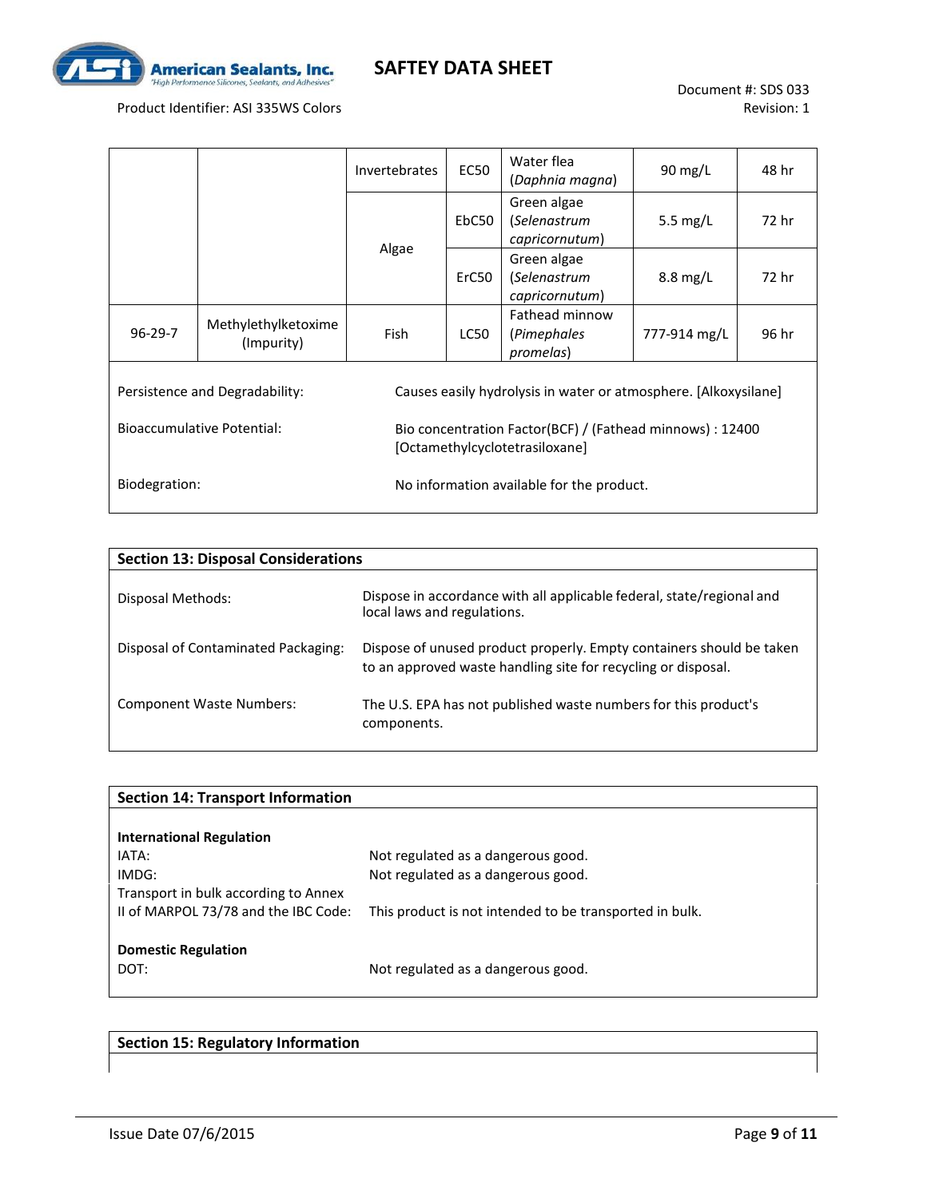| | | | | | | |
|---|---|---|---|---|---|---|
| | | Invertebrates | EC50 | Water flea (*Daphnia magna*) | 90 mg/L | 48 hr |
| | | Algae | EbC50 | Green algae (*Selenastrum capricornutum*) | 5.5 mg/L | 72 hr |
| | | | ErC50 | Green algae (*Selenastrum capricornutum*) | 8.8 mg/L | 72 hr |
| 96-29-7 | Methylethylketoxime (Impurity) | Fish | LC50 | Fathead minnow (*Pimephales promelas*) | 777-914 mg/L | 96 hr |

Persistence and Degradability: Causes easily hydrolysis in water or atmosphere. [Alkoxysilane]

Bioaccumulative Potential: Bio concentration Factor(BCF) / (Fathead minnows) : 12400 [Octamethylcyclotetrasiloxane]

Biodegration: No information available for the product.

## Section 13: Disposal Considerations

Disposal Methods: Dispose in accordance with all applicable federal, state/regional and local laws and regulations.

Disposal of Contaminated Packaging: Dispose of unused product properly. Empty containers should be taken to an approved waste handling site for recycling or disposal.

Component Waste Numbers: The U.S. EPA has not published waste numbers for this product's components.

## Section 14: Transport Information

**International Regulation**

IATA: Not regulated as a dangerous good.

IMDG: Not regulated as a dangerous good.

Transport in bulk according to Annex II of MARPOL 73/78 and the IBC Code: This product is not intended to be transported in bulk.

**Domestic Regulation**

DOT: Not regulated as a dangerous good.

## Section 15: Regulatory Information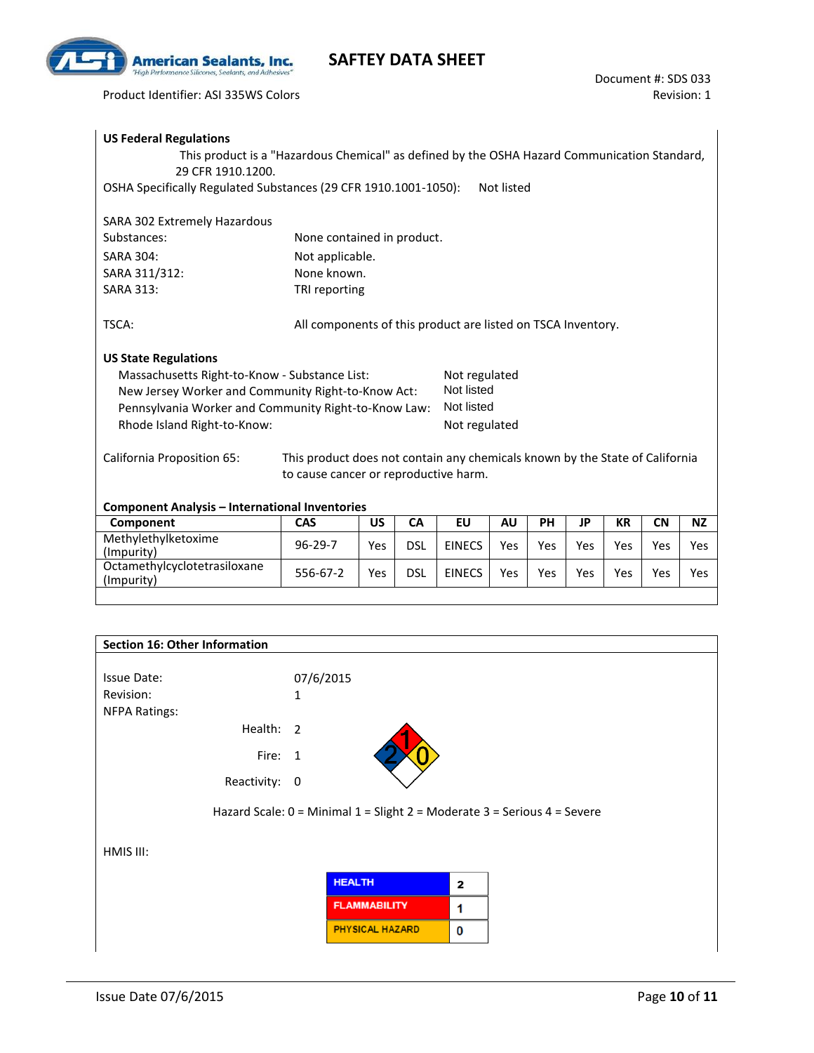**US Federal Regulations**

This product is a "Hazardous Chemical" as defined by the OSHA Hazard Communication Standard, 29 CFR 1910.1200.

OSHA Specifically Regulated Substances (29 CFR 1910.1001-1050): Not listed

| | |
|---|---|
| SARA 302 Extremely Hazardous Substances: | None contained in product. |
| SARA 304: | Not applicable. |
| SARA 311/312: | None known. |
| SARA 313: | TRI reporting |
| TSCA: | All components of this product are listed on TSCA Inventory. |

**US State Regulations**

| | |
|---|---|
| Massachusetts Right-to-Know - Substance List: | Not regulated |
| New Jersey Worker and Community Right-to-Know Act: | Not listed |
| Pennsylvania Worker and Community Right-to-Know Law: | Not listed |
| Rhode Island Right-to-Know: | Not regulated |

California Proposition 65: This product does not contain any chemicals known by the State of California to cause cancer or reproductive harm.

**Component Analysis – International Inventories**

| Component | CAS | US | CA | EU | AU | PH | JP | KR | CN | NZ |
|---|---|---|---|---|---|---|---|---|---|---|
| Methylethylketoxime (Impurity) | 96-29-7 | Yes | DSL | EINECS | Yes | Yes | Yes | Yes | Yes | Yes |
| Octamethylcyclotetrasiloxane (Impurity) | 556-67-2 | Yes | DSL | EINECS | Yes | Yes | Yes | Yes | Yes | Yes |

## Section 16: Other Information

Issue Date: 07/6/2015

Revision: 1

NFPA Ratings:

- Health: 2
- Fire: 1
- Reactivity: 0

Hazard Scale: 0 = Minimal 1 = Slight 2 = Moderate 3 = Serious 4 = Severe

HMIS III:

| | |
|---|---|
| HEALTH | 2 |
| FLAMMABILITY | 1 |
| PHYSICAL HAZARD | 0 |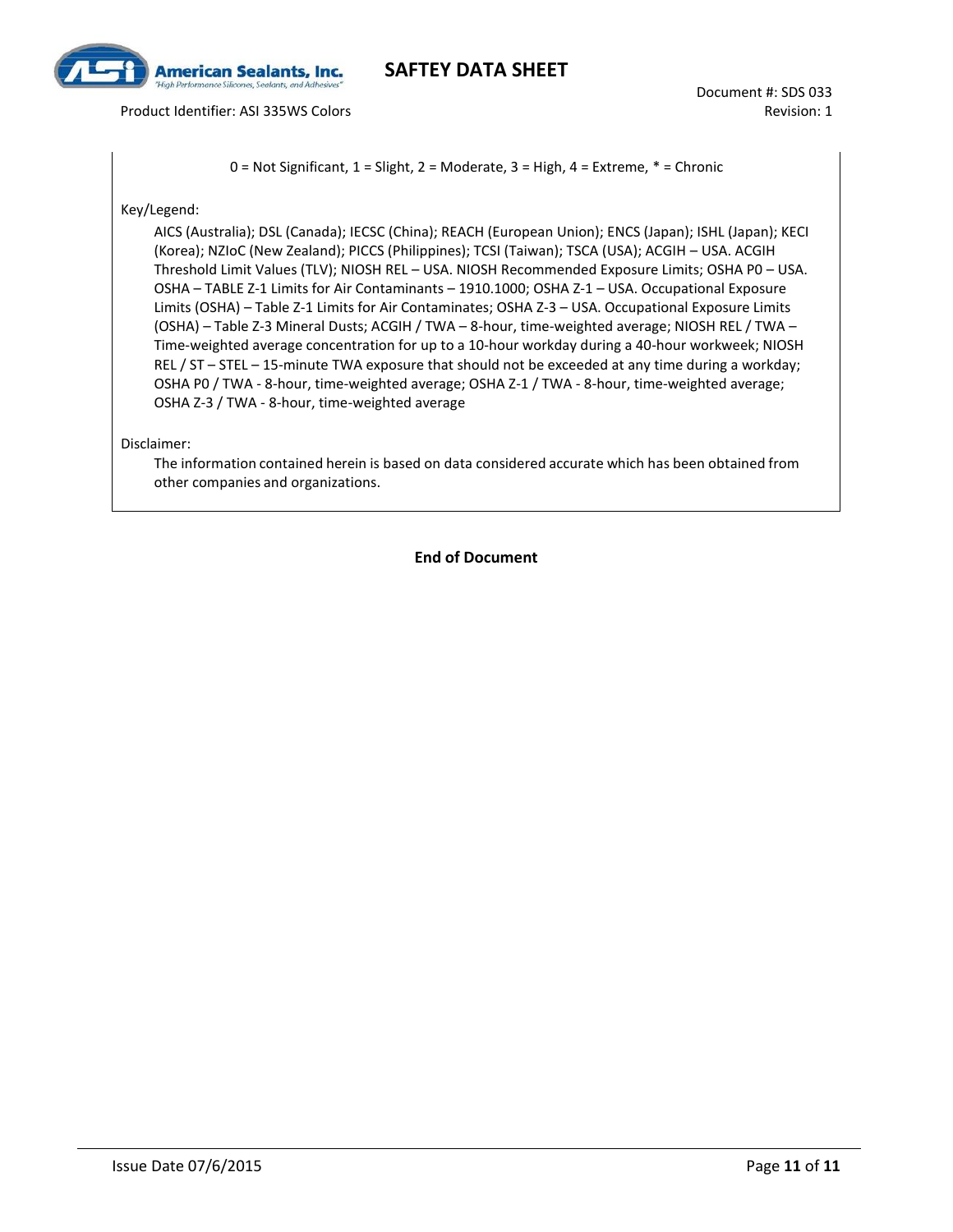0 = Not Significant, 1 = Slight, 2 = Moderate, 3 = High, 4 = Extreme, * = Chronic

Key/Legend:

AICS (Australia); DSL (Canada); IECSC (China); REACH (European Union); ENCS (Japan); ISHL (Japan); KECI (Korea); NZIoC (New Zealand); PICCS (Philippines); TCSI (Taiwan); TSCA (USA); ACGIH – USA. ACGIH Threshold Limit Values (TLV); NIOSH REL – USA. NIOSH Recommended Exposure Limits; OSHA P0 – USA. OSHA – TABLE Z-1 Limits for Air Contaminants – 1910.1000; OSHA Z-1 – USA. Occupational Exposure Limits (OSHA) – Table Z-1 Limits for Air Contaminates; OSHA Z-3 – USA. Occupational Exposure Limits (OSHA) – Table Z-3 Mineral Dusts; ACGIH / TWA – 8-hour, time-weighted average; NIOSH REL / TWA – Time-weighted average concentration for up to a 10-hour workday during a 40-hour workweek; NIOSH REL / ST – STEL – 15-minute TWA exposure that should not be exceeded at any time during a workday; OSHA P0 / TWA - 8-hour, time-weighted average; OSHA Z-1 / TWA - 8-hour, time-weighted average; OSHA Z-3 / TWA - 8-hour, time-weighted average

Disclaimer:

The information contained herein is based on data considered accurate which has been obtained from other companies and organizations.

**End of Document**